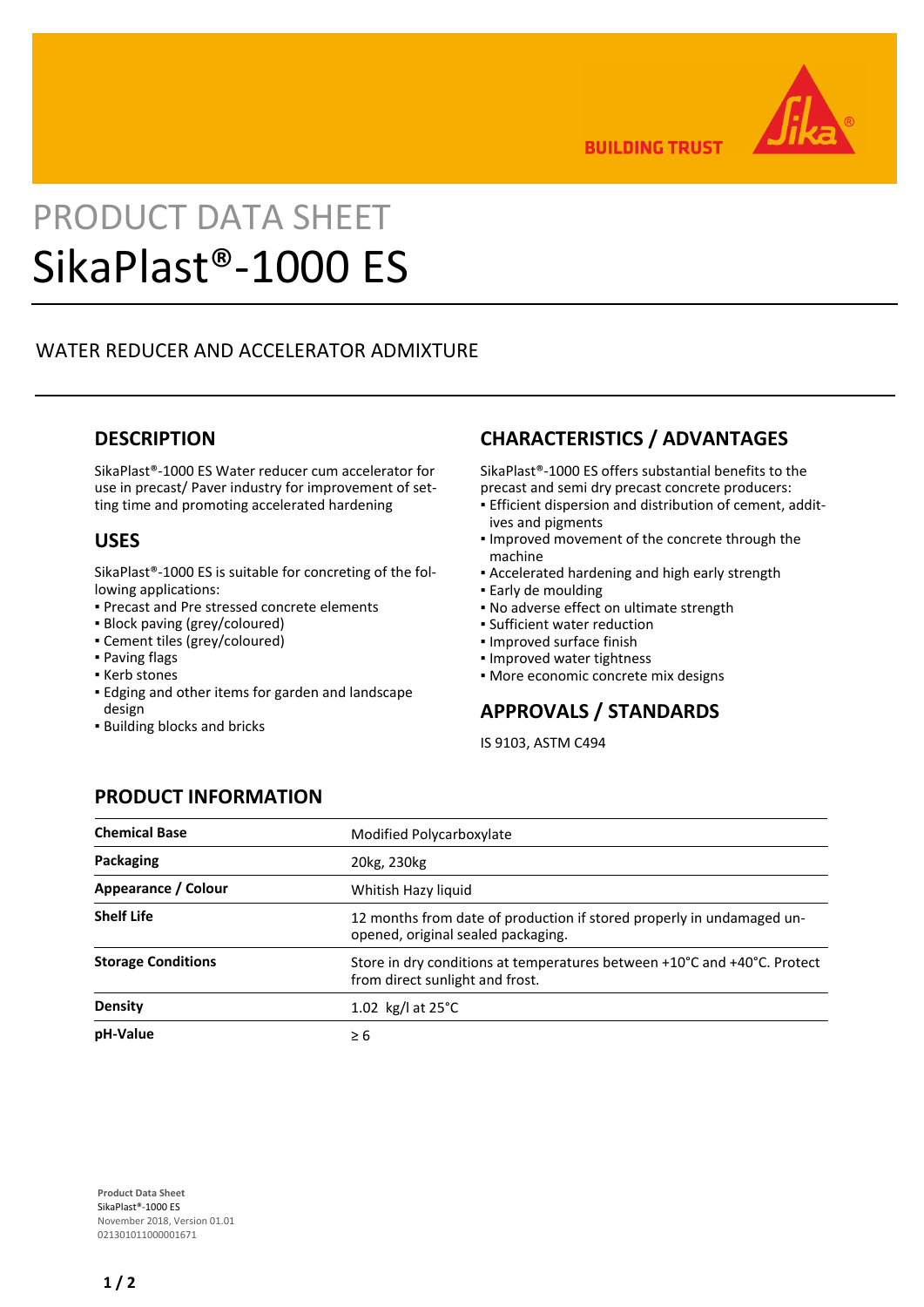# PRODUCT DATA SHEET

# SikaPlast®-1000 ES

WATER REDUCER AND ACCELERATOR ADMIXTURE

## DESCRIPTION

SikaPlast®-1000 ES Water reducer cum accelerator for use in precast/ Paver industry for improvement of setting time and promoting accelerated hardening

## USES

SikaPlast®-1000 ES is suitable for concreting of the following applications:

- Precast and Pre stressed concrete elements
- Block paving (grey/coloured)
- Cement tiles (grey/coloured)
- Paving flags
- Kerb stones
- Edging and other items for garden and landscape design
- Building blocks and bricks

## CHARACTERISTICS / ADVANTAGES

SikaPlast®-1000 ES offers substantial benefits to the precast and semi dry precast concrete producers:

- Efficient dispersion and distribution of cement, additives and pigments
- Improved movement of the concrete through the machine
- Accelerated hardening and high early strength
- Early de moulding
- No adverse effect on ultimate strength
- Sufficient water reduction
- Improved surface finish
- Improved water tightness
- More economic concrete mix designs

## APPROVALS / STANDARDS

IS 9103, ASTM C494

## PRODUCT INFORMATION

| | |
|---|---|
| **Chemical Base** | Modified Polycarboxylate |
| **Packaging** | 20kg, 230kg |
| **Appearance / Colour** | Whitish Hazy liquid |
| **Shelf Life** | 12 months from date of production if stored properly in undamaged unopened, original sealed packaging. |
| **Storage Conditions** | Store in dry conditions at temperatures between +10°C and +40°C. Protect from direct sunlight and frost. |
| **Density** | 1.02 kg/l at 25°C |
| **pH-Value** | ≥ 6 |

**Product Data Sheet**
SikaPlast®-1000 ES
November 2018, Version 01.01
021301011000001671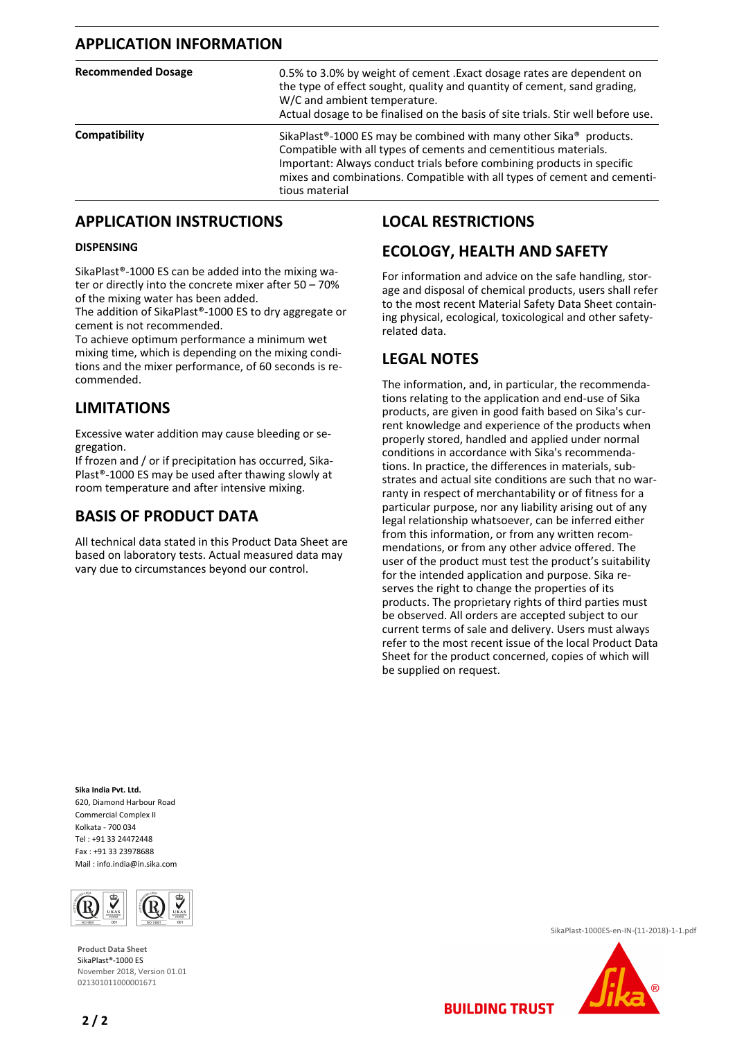## APPLICATION INFORMATION

| | |
|---|---|
| **Recommended Dosage** | 0.5% to 3.0% by weight of cement .Exact dosage rates are dependent on the type of effect sought, quality and quantity of cement, sand grading, W/C and ambient temperature.<br>Actual dosage to be finalised on the basis of site trials. Stir well before use. |
| **Compatibility** | SikaPlast®-1000 ES may be combined with many other Sika® products. Compatible with all types of cements and cementitious materials.<br>Important: Always conduct trials before combining products in specific mixes and combinations. Compatible with all types of cement and cementitious material |

## APPLICATION INSTRUCTIONS

### DISPENSING

SikaPlast®-1000 ES can be added into the mixing water or directly into the concrete mixer after 50 – 70% of the mixing water has been added.
The addition of SikaPlast®-1000 ES to dry aggregate or cement is not recommended.
To achieve optimum performance a minimum wet mixing time, which is depending on the mixing conditions and the mixer performance, of 60 seconds is recommended.

## LIMITATIONS

Excessive water addition may cause bleeding or segregation.
If frozen and / or if precipitation has occurred, SikaPlast®-1000 ES may be used after thawing slowly at room temperature and after intensive mixing.

## BASIS OF PRODUCT DATA

All technical data stated in this Product Data Sheet are based on laboratory tests. Actual measured data may vary due to circumstances beyond our control.

## LOCAL RESTRICTIONS

## ECOLOGY, HEALTH AND SAFETY

For information and advice on the safe handling, storage and disposal of chemical products, users shall refer to the most recent Material Safety Data Sheet containing physical, ecological, toxicological and other safety-related data.

## LEGAL NOTES

The information, and, in particular, the recommendations relating to the application and end-use of Sika products, are given in good faith based on Sika's current knowledge and experience of the products when properly stored, handled and applied under normal conditions in accordance with Sika's recommendations. In practice, the differences in materials, substrates and actual site conditions are such that no warranty in respect of merchantability or of fitness for a particular purpose, nor any liability arising out of any legal relationship whatsoever, can be inferred either from this information, or from any written recommendations, or from any other advice offered. The user of the product must test the product's suitability for the intended application and purpose. Sika reserves the right to change the properties of its products. The proprietary rights of third parties must be observed. All orders are accepted subject to our current terms of sale and delivery. Users must always refer to the most recent issue of the local Product Data Sheet for the product concerned, copies of which will be supplied on request.

**Sika India Pvt. Ltd.**
620, Diamond Harbour Road
Commercial Complex II
Kolkata - 700 034
Tel : +91 33 24472448
Fax : +91 33 23978688
Mail : info.india@in.sika.com

**Product Data Sheet**
SikaPlast®-1000 ES
November 2018, Version 01.01
021301011000001671

SikaPlast-1000ES-en-IN-(11-2018)-1-1.pdf

BUILDING TRUST